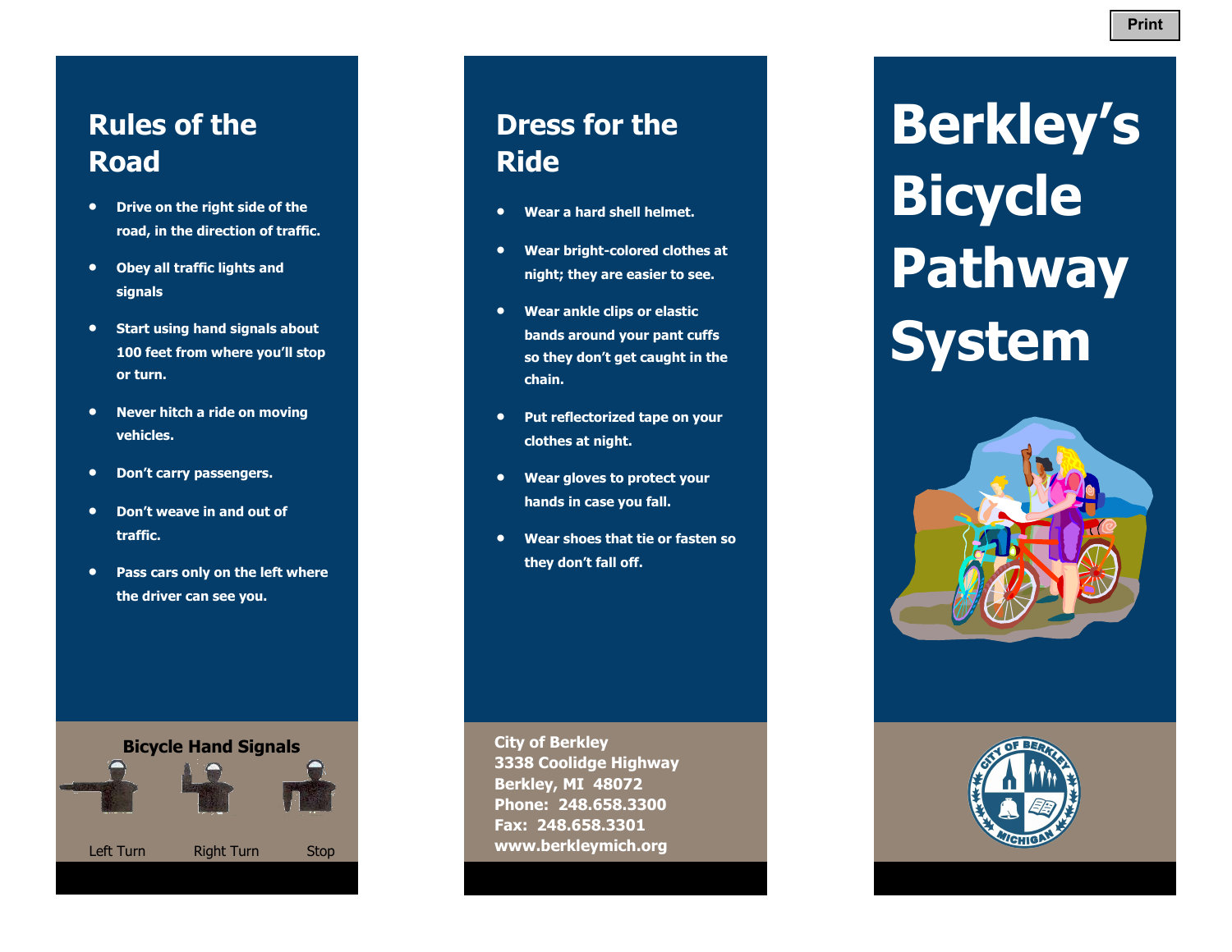# Berkley's Bicycle Pathway System

## Rules of the Road

- Drive on the right side of the road, in the direction of traffic.
- Obey all traffic lights and signals
- Start using hand signals about 100 feet from where you'll stop or turn.
- Never hitch a ride on moving vehicles.
- Don't carry passengers.
- Don't weave in and out of traffic.
- Pass cars only on the left where the driver can see you.

### Bicycle Hand Signals

Left Turn    Right Turn    Stop

## Dress for the Ride

- Wear a hard shell helmet.
- Wear bright-colored clothes at night; they are easier to see.
- Wear ankle clips or elastic bands around your pant cuffs so they don't get caught in the chain.
- Put reflectorized tape on your clothes at night.
- Wear gloves to protect your hands in case you fall.
- Wear shoes that tie or fasten so they don't fall off.

**City of Berkley**
**3338 Coolidge Highway**
**Berkley, MI 48072**
**Phone: 248.658.3300**
**Fax: 248.658.3301**
**www.berkleymich.org**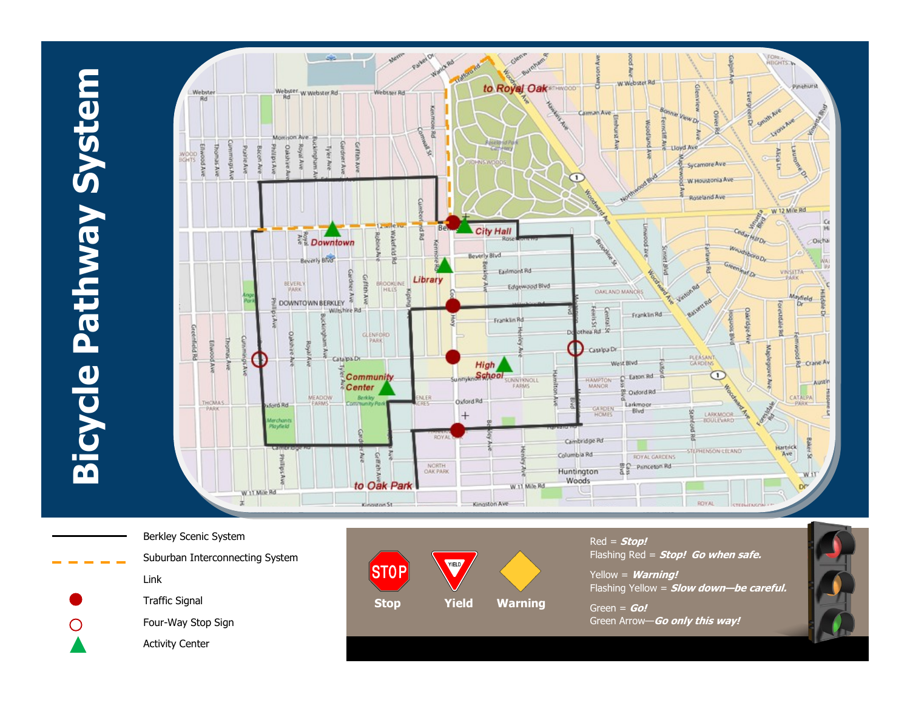# Bicycle Pathway System

Berkley Scenic System

Suburban Interconnecting System

Link

Traffic Signal

Four-Way Stop Sign

Activity Center

Stop

Yield

Warning

Red = ***Stop!***

Flashing Red = ***Stop! Go when safe.***

Yellow = ***Warning!***

Flashing Yellow = ***Slow down—be careful.***

Green = ***Go!***

Green Arrow—***Go only this way!***